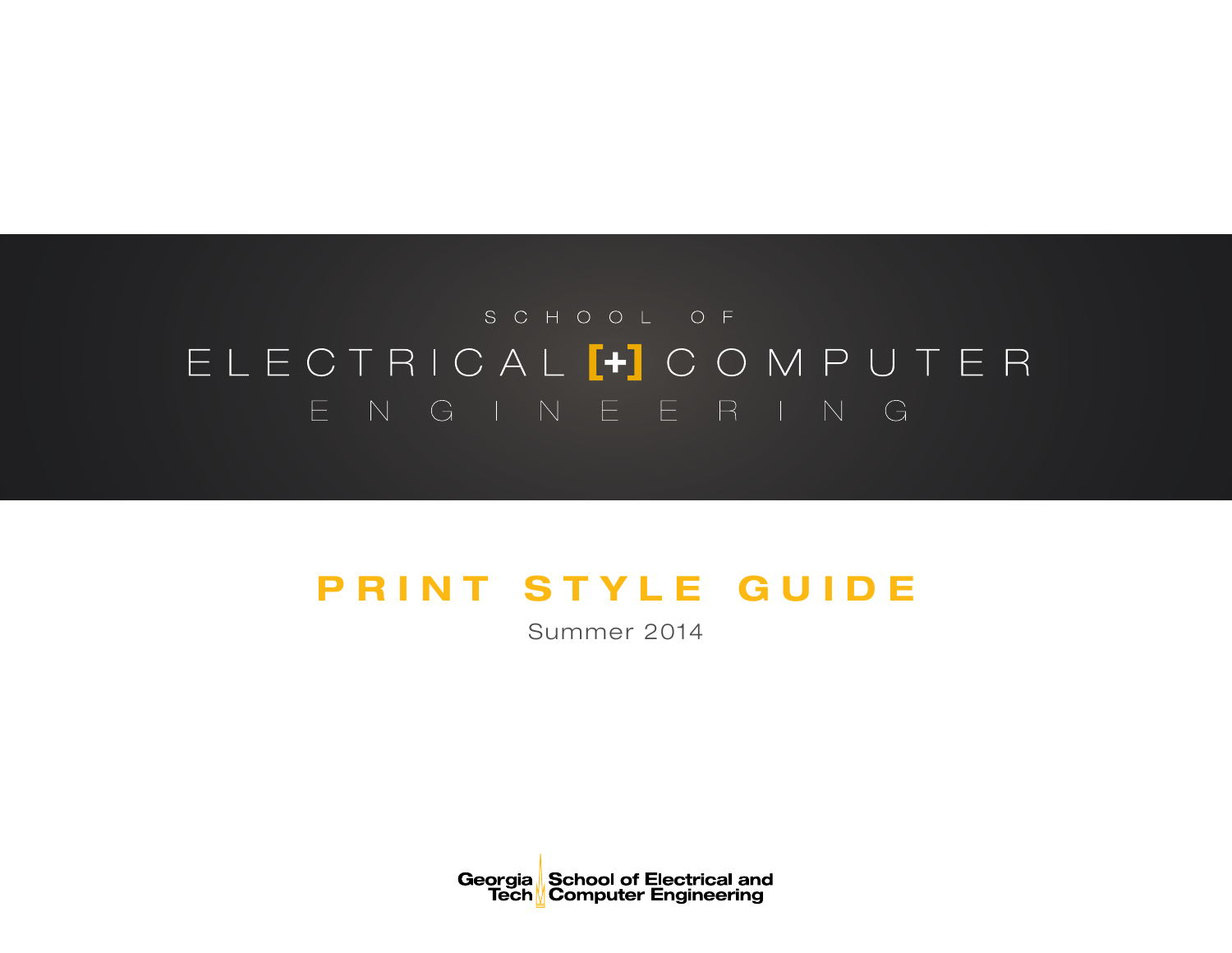SCHOOL OF

# ELECTRICAL [+] COMPUTER ENGINEERING

## PRINT STYLE GUIDE

Summer 2014

Georgia Tech School of Electrical and Computer Engineering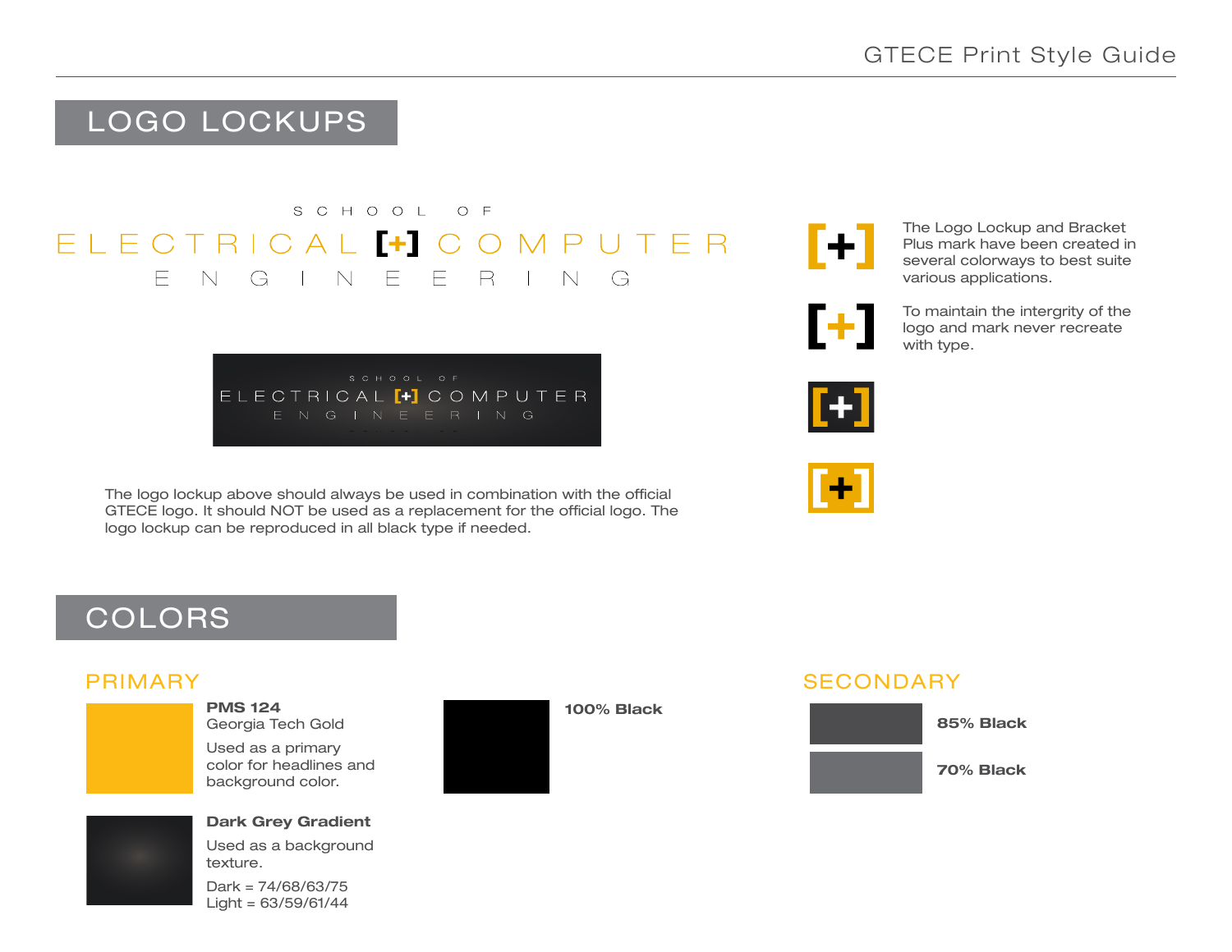## LOGO LOCKUPS

SCHOOL OF
ELECTRICAL [+] COMPUTER
ENGINEERING

SCHOOL OF
ELECTRICAL [+] COMPUTER
ENGINEERING

The logo lockup above should always be used in combination with the official GTECE logo. It should NOT be used as a replacement for the official logo. The logo lockup can be reproduced in all black type if needed.

[+]

[+]

[+]

[+]

The Logo Lockup and Bracket Plus mark have been created in several colorways to best suite various applications.

To maintain the intergrity of the logo and mark never recreate with type.

## COLORS

### PRIMARY

**PMS 124**
Georgia Tech Gold

Used as a primary color for headlines and background color.

**100% Black**

**Dark Grey Gradient**

Used as a background texture.

Dark = 74/68/63/75
Light = 63/59/61/44

### SECONDARY

**85% Black**

**70% Black**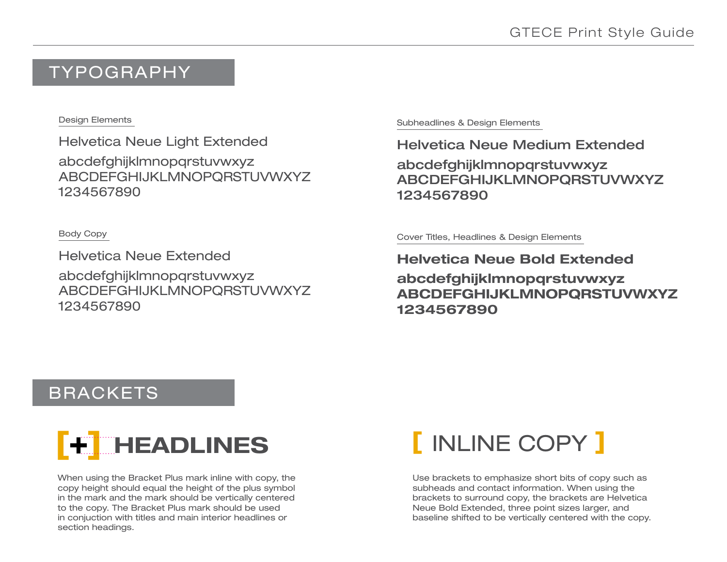## TYPOGRAPHY

Design Elements

Helvetica Neue Light Extended

abcdefghijklmnopqrstuvwxyz
ABCDEFGHIJKLMNOPQRSTUVWXYZ
1234567890

Body Copy

Helvetica Neue Extended

abcdefghijklmnopqrstuvwxyz
ABCDEFGHIJKLMNOPQRSTUVWXYZ
1234567890

Subheadlines & Design Elements

**Helvetica Neue Medium Extended**

**abcdefghijklmnopqrstuvwxyz**
**ABCDEFGHIJKLMNOPQRSTUVWXYZ**
**1234567890**

Cover Titles, Headlines & Design Elements

**Helvetica Neue Bold Extended**

**abcdefghijklmnopqrstuvwxyz**
**ABCDEFGHIJKLMNOPQRSTUVWXYZ**
**1234567890**

## BRACKETS

**[+] HEADLINES**

When using the Bracket Plus mark inline with copy, the copy height should equal the height of the plus symbol in the mark and the mark should be vertically centered to the copy. The Bracket Plus mark should be used in conjuction with titles and main interior headlines or section headings.

[ INLINE COPY ]

Use brackets to emphasize short bits of copy such as subheads and contact information. When using the brackets to surround copy, the brackets are Helvetica Neue Bold Extended, three point sizes larger, and baseline shifted to be vertically centered with the copy.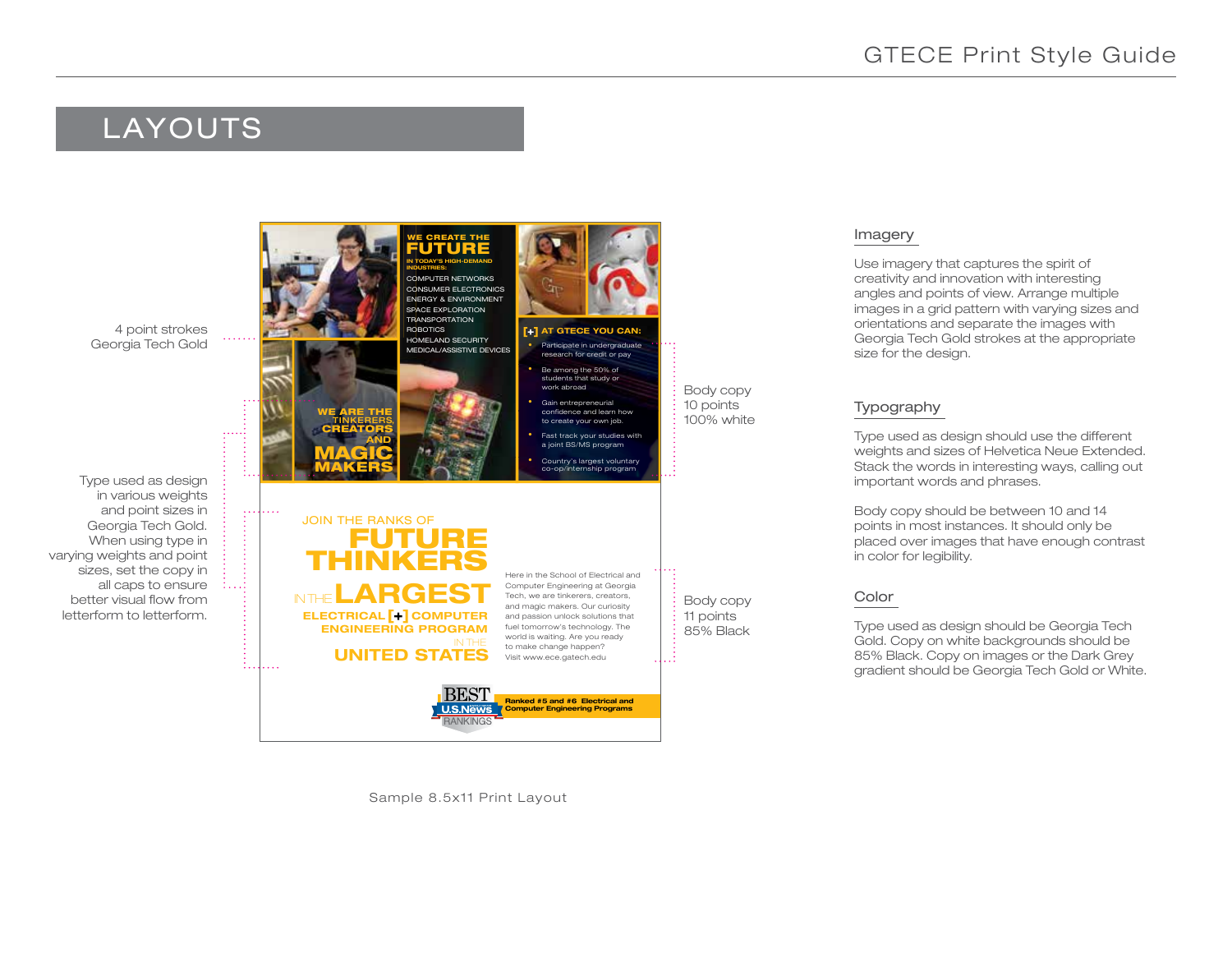# LAYOUTS

4 point strokes Georgia Tech Gold

Type used as design in various weights and point sizes in Georgia Tech Gold. When using type in varying weights and point sizes, set the copy in all caps to ensure better visual flow from letterform to letterform.

WE CREATE THE FUTURE

IN TODAY'S HIGH-DEMAND INDUSTRIES:

COMPUTER NETWORKS
CONSUMER ELECTRONICS
ENERGY & ENVIRONMENT
SPACE EXPLORATION
TRANSPORTATION
ROBOTICS
HOMELAND SECURITY
MEDICAL/ASSISTIVE DEVICES

[+] AT GTECE YOU CAN:

- Participate in undergraduate research for credit or pay
- Be among the 50% of students that study or work abroad
- Gain entrepreneurial confidence and learn how to create your own job.
- Fast track your studies with a joint BS/MS program
- Country's largest voluntary co-op/internship program

WE ARE THE TINKERERS, CREATORS AND MAGIC MAKERS

JOIN THE RANKS OF FUTURE THINKERS IN THE LARGEST ELECTRICAL [+] COMPUTER ENGINEERING PROGRAM IN THE UNITED STATES

Here in the School of Electrical and Computer Engineering at Georgia Tech, we are tinkerers, creators, and magic makers. Our curiosity and passion unlock solutions that fuel tomorrow's technology. The world is waiting. Are you ready to make change happen? Visit www.ece.gatech.edu

BEST U.S.News RANKINGS

Ranked #5 and #6 Electrical and Computer Engineering Programs

Body copy 10 points 100% white

Body copy 11 points 85% Black

Sample 8.5x11 Print Layout

## Imagery

Use imagery that captures the spirit of creativity and innovation with interesting angles and points of view. Arrange multiple images in a grid pattern with varying sizes and orientations and separate the images with Georgia Tech Gold strokes at the appropriate size for the design.

## Typography

Type used as design should use the different weights and sizes of Helvetica Neue Extended. Stack the words in interesting ways, calling out important words and phrases.

Body copy should be between 10 and 14 points in most instances. It should only be placed over images that have enough contrast in color for legibility.

## Color

Type used as design should be Georgia Tech Gold. Copy on white backgrounds should be 85% Black. Copy on images or the Dark Grey gradient should be Georgia Tech Gold or White.